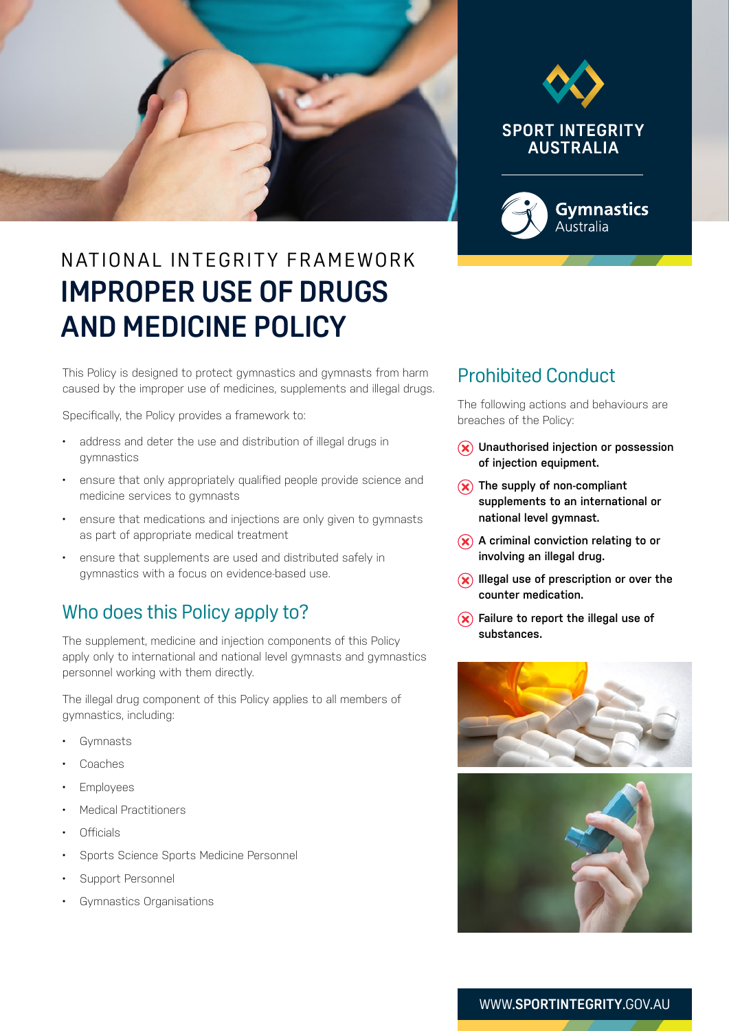SPORT INTEGRITY AUSTRALIA

Gymnastics Australia

NATIONAL INTEGRITY FRAMEWORK

# IMPROPER USE OF DRUGS AND MEDICINE POLICY

This Policy is designed to protect gymnastics and gymnasts from harm caused by the improper use of medicines, supplements and illegal drugs.

Specifically, the Policy provides a framework to:

- address and deter the use and distribution of illegal drugs in gymnastics
- ensure that only appropriately qualified people provide science and medicine services to gymnasts
- ensure that medications and injections are only given to gymnasts as part of appropriate medical treatment
- ensure that supplements are used and distributed safely in gymnastics with a focus on evidence-based use.

## Who does this Policy apply to?

The supplement, medicine and injection components of this Policy apply only to international and national level gymnasts and gymnastics personnel working with them directly.

The illegal drug component of this Policy applies to all members of gymnastics, including:

- Gymnasts
- Coaches
- Employees
- Medical Practitioners
- Officials
- Sports Science Sports Medicine Personnel
- Support Personnel
- Gymnastics Organisations

## Prohibited Conduct

The following actions and behaviours are breaches of the Policy:

- **Unauthorised injection or possession of injection equipment.**
- **The supply of non-compliant supplements to an international or national level gymnast.**
- **A criminal conviction relating to or involving an illegal drug.**
- **Illegal use of prescription or over the counter medication.**
- **Failure to report the illegal use of substances.**

WWW.SPORTINTEGRITY.GOV.AU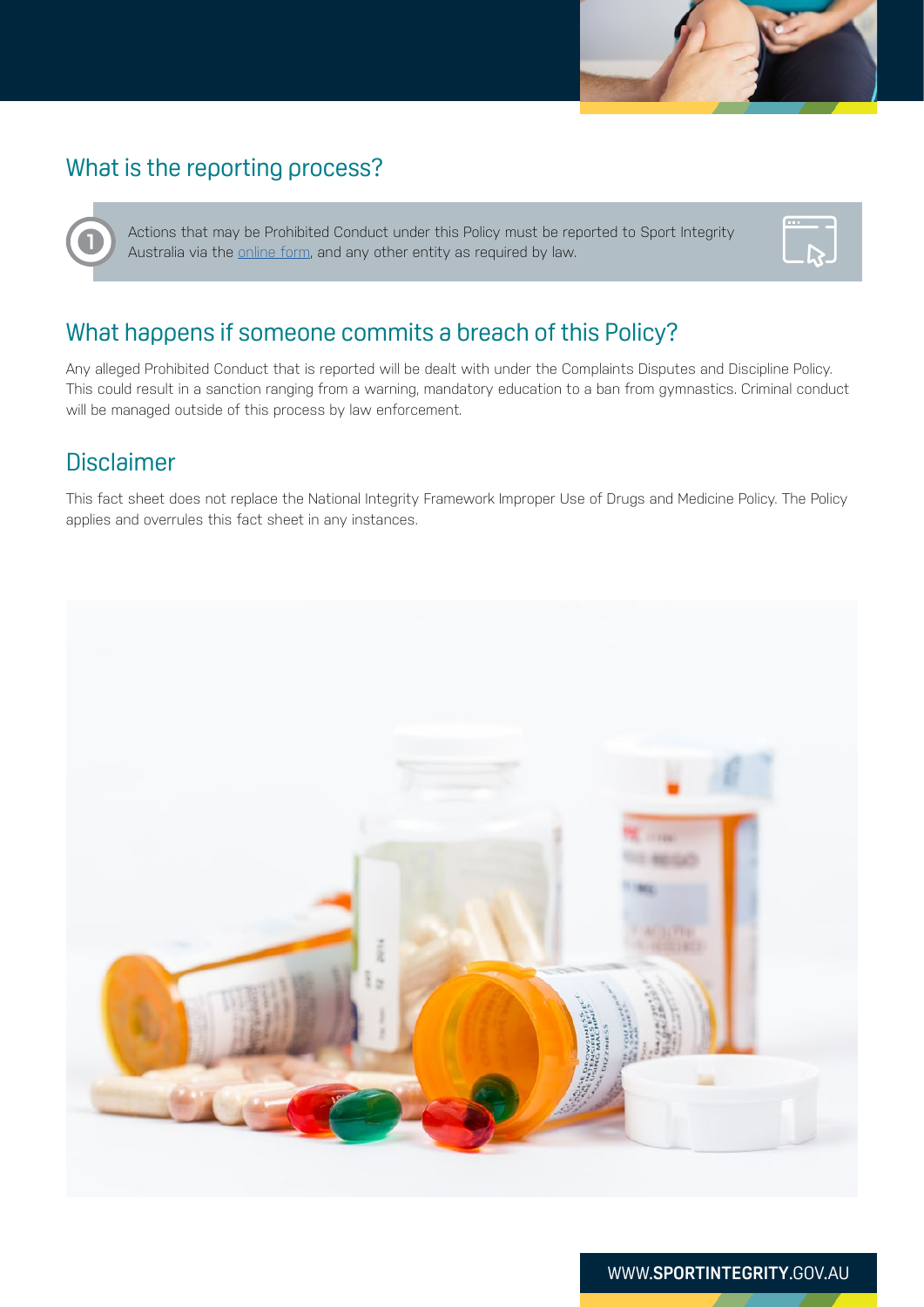## What is the reporting process?

1. Actions that may be Prohibited Conduct under this Policy must be reported to Sport Integrity Australia via the online form, and any other entity as required by law.

## What happens if someone commits a breach of this Policy?

Any alleged Prohibited Conduct that is reported will be dealt with under the Complaints Disputes and Discipline Policy. This could result in a sanction ranging from a warning, mandatory education to a ban from gymnastics. Criminal conduct will be managed outside of this process by law enforcement.

## Disclaimer

This fact sheet does not replace the National Integrity Framework Improper Use of Drugs and Medicine Policy. The Policy applies and overrules this fact sheet in any instances.

WWW.**SPORTINTEGRITY**.GOV.AU